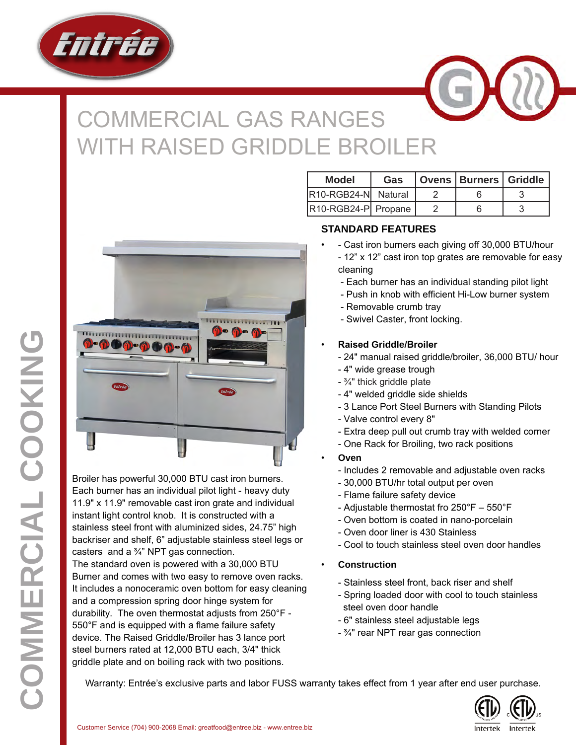Entrée

# COMMERCIAL GAS RANGES WITH RAISED GRIDDLE BROILER

| Model | Gas | Ovens | Burners | Griddle |
|---|---|---|---|---|
| R10-RGB24-N | Natural | 2 | 6 | 3 |
| R10-RGB24-P | Propane | 2 | 6 | 3 |

## STANDARD FEATURES

- - Cast iron burners each giving off 30,000 BTU/hour
  - 12" x 12" cast iron top grates are removable for easy cleaning
  - Each burner has an individual standing pilot light
  - Push in knob with efficient Hi-Low burner system
  - Removable crumb tray
  - Swivel Caster, front locking.

- **Raised Griddle/Broiler**
  - 24" manual raised griddle/broiler, 36,000 BTU/ hour
  - 4" wide grease trough
  - ¾" thick griddle plate
  - 4" welded griddle side shields
  - 3 Lance Port Steel Burners with Standing Pilots
  - Valve control every 8"
  - Extra deep pull out crumb tray with welded corner
  - One Rack for Broiling, two rack positions

- **Oven**
  - Includes 2 removable and adjustable oven racks
  - 30,000 BTU/hr total output per oven
  - Flame failure safety device
  - Adjustable thermostat fro 250°F – 550°F
  - Oven bottom is coated in nano-porcelain
  - Oven door liner is 430 Stainless
  - Cool to touch stainless steel oven door handles

- **Construction**
  - Stainless steel front, back riser and shelf
  - Spring loaded door with cool to touch stainless steel oven door handle
  - 6" stainless steel adjustable legs
  - ¾" rear NPT rear gas connection

Broiler has powerful 30,000 BTU cast iron burners. Each burner has an individual pilot light - heavy duty 11.9" x 11.9" removable cast iron grate and individual instant light control knob. It is constructed with a stainless steel front with aluminized sides, 24.75" high backriser and shelf, 6" adjustable stainless steel legs or casters and a ¾" NPT gas connection.
The standard oven is powered with a 30,000 BTU Burner and comes with two easy to remove oven racks. It includes a nonoceramic oven bottom for easy cleaning and a compression spring door hinge system for durability. The oven thermostat adjusts from 250°F - 550°F and is equipped with a flame failure safety device. The Raised Griddle/Broiler has 3 lance port steel burners rated at 12,000 BTU each, 3/4" thick griddle plate and on boiling rack with two positions.

Warranty: Entrée's exclusive parts and labor FUSS warranty takes effect from 1 year after end user purchase.

COMMERCIAL COOKING

Customer Service (704) 900-2068 Email: greatfood@entree.biz - www.entree.biz

Intertek Intertek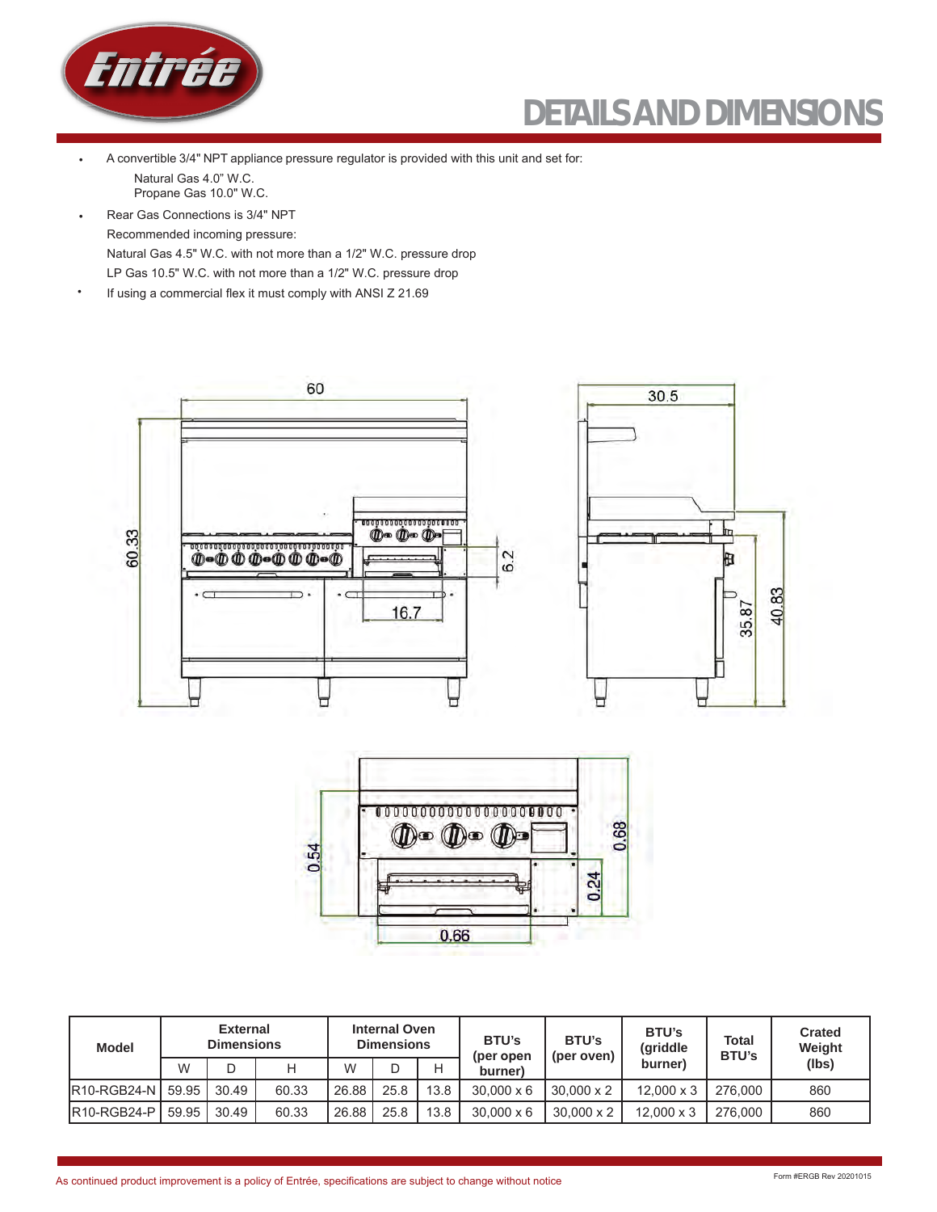# DETAILS AND DIMENSIONS

- A convertible 3/4" NPT appliance pressure regulator is provided with this unit and set for:
  Natural Gas 4.0" W.C.
  Propane Gas 10.0" W.C.
- Rear Gas Connections is 3/4" NPT
  Recommended incoming pressure:
  Natural Gas 4.5" W.C. with not more than a 1/2" W.C. pressure drop
  LP Gas 10.5" W.C. with not more than a 1/2" W.C. pressure drop
- If using a commercial flex it must comply with ANSI Z 21.69

60
30.5
60.33
6.2
16.7
35.87
40.83
0.54
0.68
0.24
0.66

| Model | External Dimensions | | | Internal Oven Dimensions | | | BTU's (per open burner) | BTU's (per oven) | BTU's (griddle burner) | Total BTU's | Crated Weight (lbs) |
|---|---|---|---|---|---|---|---|---|---|---|---|
| | W | D | H | W | D | H | | | | | |
| R10-RGB24-N | 59.95 | 30.49 | 60.33 | 26.88 | 25.8 | 13.8 | 30,000 x 6 | 30,000 x 2 | 12,000 x 3 | 276,000 | 860 |
| R10-RGB24-P | 59.95 | 30.49 | 60.33 | 26.88 | 25.8 | 13.8 | 30,000 x 6 | 30,000 x 2 | 12,000 x 3 | 276,000 | 860 |

As continued product improvement is a policy of Entrée, specifications are subject to change without notice

Form #ERGB Rev 20201015